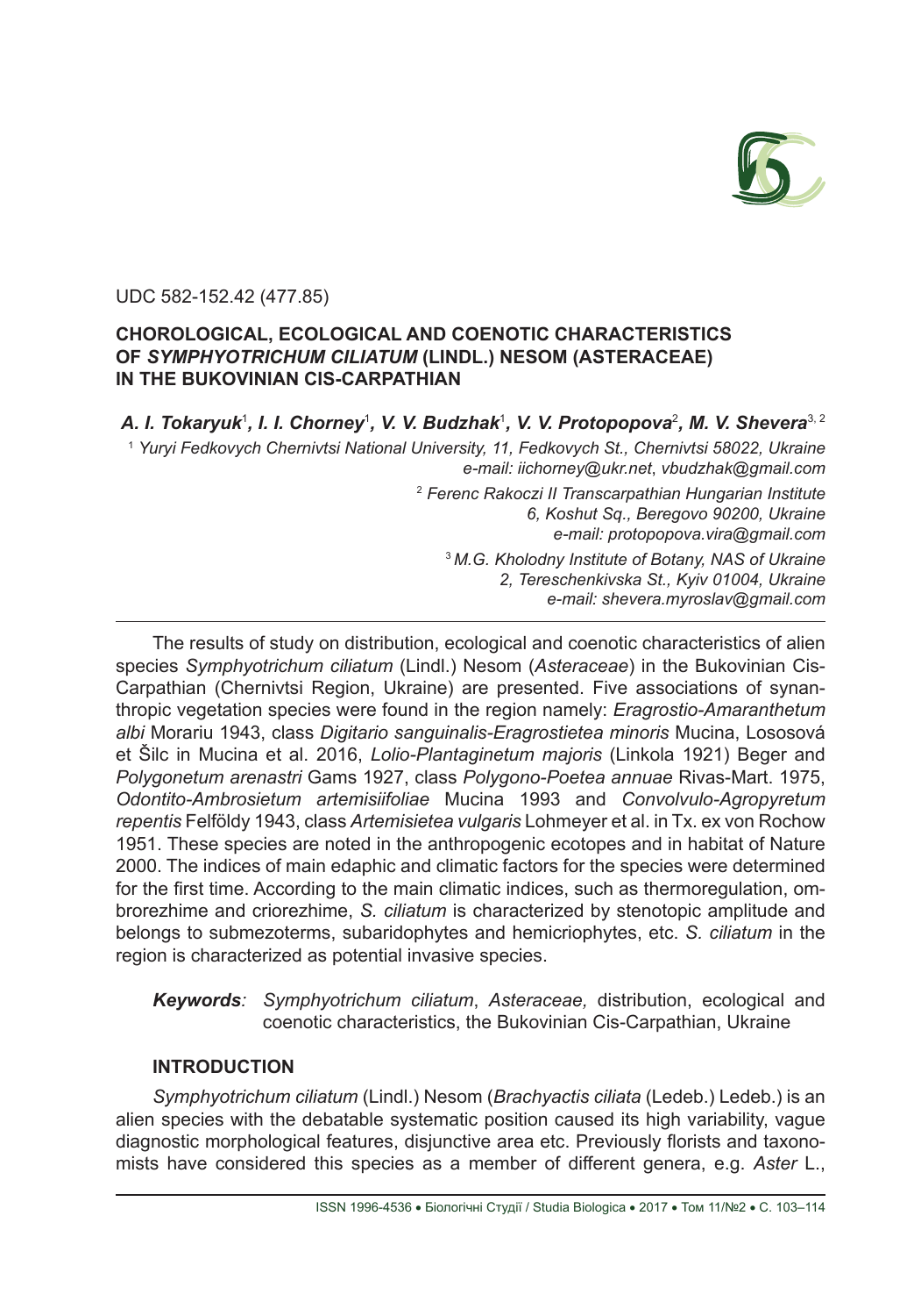UDC 582-152.42 (477.85)

# CHOROLOGICAL, ECOLOGICAL AND COENOTIC CHARACTERISTICS OF *SYMPHYOTRICHUM CILIATUM* (LINDL.) NESOM (ASTERACEAE) IN THE BUKOVINIAN CIS-CARPATHIAN

***A. I. Tokaryuk*[1]*, I. I. Chorney*[1]*, V. V. Budzhak*[1]*, V. V. Protopopova*[2]*, M. V. Shevera*[3, 2]**

[1] *Yuryi Fedkovych Chernivtsi National University, 11, Fedkovych St., Chernivtsi 58022, Ukraine*
*e-mail: iichorney@ukr.net, vbudzhak@gmail.com*

[2] *Ferenc Rakoczi II Transcarpathian Hungarian Institute*
*6, Koshut Sq., Beregovo 90200, Ukraine*
*e-mail: protopopova.vira@gmail.com*

[3] *M.G. Kholodny Institute of Botany, NAS of Ukraine*
*2, Tereschenkivska St., Kyiv 01004, Ukraine*
*e-mail: shevera.myroslav@gmail.com*

---

The results of study on distribution, ecological and coenotic characteristics of alien species *Symphyotrichum ciliatum* (Lindl.) Nesom (*Asteraceae*) in the Bukovinian Cis-Carpathian (Chernivtsi Region, Ukraine) are presented. Five associations of synanthropic vegetation species were found in the region namely: *Eragrostio-Amaranthetum albi* Morariu 1943, class *Digitario sanguinalis-Eragrostietea minoris* Mucina, Lososová et Šilc in Mucina et al. 2016, *Lolio-Plantaginetum majoris* (Linkola 1921) Beger and *Polygonetum arenastri* Gams 1927, class *Polygono-Poetea annuae* Rivas-Mart. 1975, *Odontito-Ambrosietum artemisiifoliae* Mucina 1993 and *Convolvulo-Agropyretum repentis* Felföldy 1943, class *Artemisietea vulgaris* Lohmeyer et al. in Tx. ex von Rochow 1951. These species are noted in the anthropogenic ecotopes and in habitat of Nature 2000. The indices of main edaphic and climatic factors for the species were determined for the first time. According to the main climatic indices, such as thermoregulation, ombrorezhime and criorezhime, *S. ciliatum* is characterized by stenotopic amplitude and belongs to submezoterms, subaridophytes and hemicriophytes, etc. *S. ciliatum* in the region is characterized as potential invasive species.

***Keywords**: Symphyotrichum ciliatum*, *Asteraceae,* distribution, ecological and coenotic characteristics, the Bukovinian Cis-Carpathian, Ukraine

## INTRODUCTION

*Symphyotrichum ciliatum* (Lindl.) Nesom (*Brachyactis ciliata* (Ledeb.) Ledeb.) is an alien species with the debatable systematic position caused its high variability, vague diagnostic morphological features, disjunctive area etc. Previously florists and taxonomists have considered this species as a member of different genera, e.g. *Aster* L.,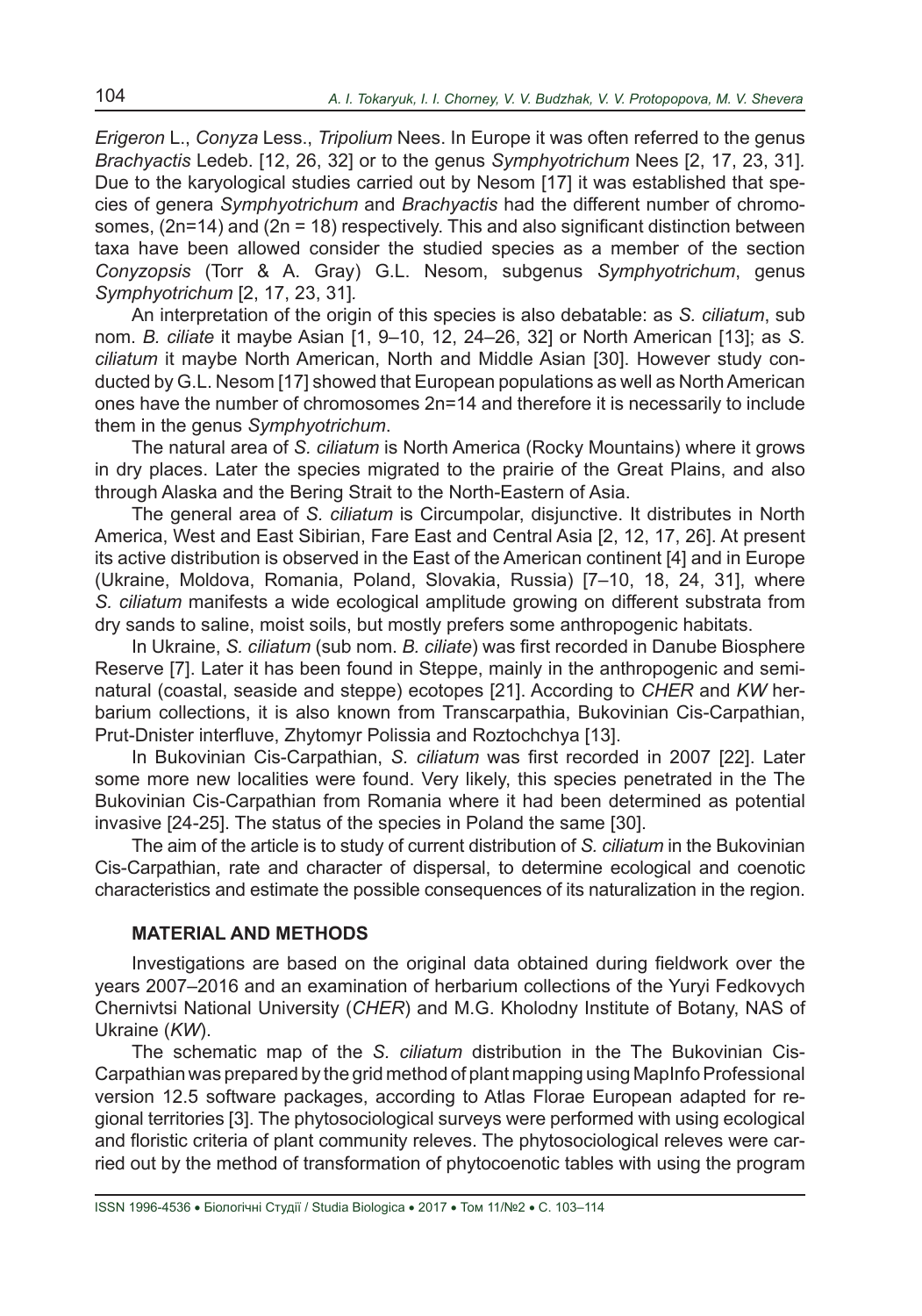*Erigeron* L., *Conyza* Less., *Tripolium* Nees. In Europe it was often referred to the genus *Brachyactis* Ledeb. [12, 26, 32] or to the genus *Symphyotrichum* Nees [2, 17, 23, 31]. Due to the karyological studies carried out by Nesom [17] it was established that species of genera *Symphyotrichum* and *Brachyactis* had the different number of chromosomes, (2n=14) and (2n = 18) respectively. This and also significant distinction between taxa have been allowed consider the studied species as a member of the section *Conyzopsis* (Torr & A. Gray) G.L. Nesom, subgenus *Symphyotrichum*, genus *Symphyotrichum* [2, 17, 23, 31].

An interpretation of the origin of this species is also debatable: as *S. ciliatum*, sub nom. *B. ciliate* it maybe Asian [1, 9–10, 12, 24–26, 32] or North American [13]; as *S. ciliatum* it maybe North American, North and Middle Asian [30]. However study conducted by G.L. Nesom [17] showed that European populations as well as North American ones have the number of chromosomes 2n=14 and therefore it is necessarily to include them in the genus *Symphyotrichum*.

The natural area of *S. ciliatum* is North America (Rocky Mountains) where it grows in dry places. Later the species migrated to the prairie of the Great Plains, and also through Alaska and the Bering Strait to the North-Eastern of Asia.

The general area of *S. ciliatum* is Circumpolar, disjunctive. It distributes in North America, West and East Sibirian, Fare East and Central Asia [2, 12, 17, 26]. At present its active distribution is observed in the East of the American continent [4] and in Europe (Ukraine, Moldova, Romania, Poland, Slovakia, Russia) [7–10, 18, 24, 31], where *S. ciliatum* manifests a wide ecological amplitude growing on different substrata from dry sands to saline, moist soils, but mostly prefers some anthropogenic habitats.

In Ukraine, *S. ciliatum* (sub nom. *B. ciliate*) was first recorded in Danube Biosphere Reserve [7]. Later it has been found in Steppe, mainly in the anthropogenic and seminatural (coastal, seaside and steppe) ecotopes [21]. According to *CHER* and *KW* herbarium collections, it is also known from Transcarpathia, Bukovinian Cis-Carpathian, Prut-Dnister interfluve, Zhytomyr Polissia and Roztochchya [13].

In Bukovinian Cis-Carpathian, *S. ciliatum* was first recorded in 2007 [22]. Later some more new localities were found. Very likely, this species penetrated in the The Bukovinian Cis-Carpathian from Romania where it had been determined as potential invasive [24-25]. The status of the species in Poland the same [30].

The aim of the article is to study of current distribution of *S. ciliatum* in the Bukovinian Cis-Carpathian, rate and character of dispersal, to determine ecological and coenotic characteristics and estimate the possible consequences of its naturalization in the region.

## MATERIAL AND METHODS

Investigations are based on the original data obtained during fieldwork over the years 2007–2016 and an examination of herbarium collections of the Yuryi Fedkovych Chernivtsi National University (*CHER*) and M.G. Kholodny Institute of Botany, NAS of Ukraine (*KW*).

The schematic map of the *S. ciliatum* distribution in the The Bukovinian Cis-Carpathian was prepared by the grid method of plant mapping using MapInfo Professional version 12.5 software packages, according to Atlas Florae European adapted for regional territories [3]. The phytosociological surveys were performed with using ecological and floristic criteria of plant community releves. The phytosociological releves were carried out by the method of transformation of phytocoenotic tables with using the program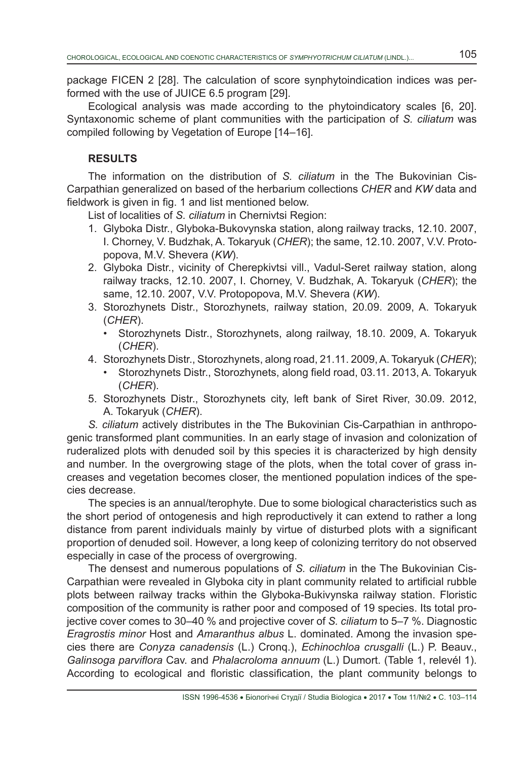package FICEN 2 [28]. The calculation of score synphytoindication indices was performed with the use of JUICE 6.5 program [29].

Ecological analysis was made according to the phytoindicatory scales [6, 20]. Syntaxonomic scheme of plant communities with the participation of *S. ciliatum* was compiled following by Vegetation of Europe [14–16].

## RESULTS

The information on the distribution of *S. ciliatum* in the The Bukovinian Cis-Carpathian generalized on based of the herbarium collections *CHER* and *KW* data and fieldwork is given in fig. 1 and list mentioned below.

List of localities of *S. ciliatum* in Chernivtsi Region:

1. Glyboka Distr., Glyboka-Bukovynska station, along railway tracks, 12.10. 2007, I. Chorney, V. Budzhak, A. Tokaryuk (*CHER*); the same, 12.10. 2007, V.V. Protopopova, M.V. Shevera (*KW*).
2. Glyboka Distr., vicinity of Cherepkivtsi vill., Vadul-Seret railway station, along railway tracks, 12.10. 2007, I. Chorney, V. Budzhak, A. Tokaryuk (*CHER*); the same, 12.10. 2007, V.V. Protopopova, M.V. Shevera (*KW*).
3. Storozhynets Distr., Storozhynets, railway station, 20.09. 2009, A. Tokaryuk (*CHER*).
   - Storozhynets Distr., Storozhynets, along railway, 18.10. 2009, A. Tokaryuk (*CHER*).
4. Storozhynets Distr., Storozhynets, along road, 21.11. 2009, A. Tokaryuk (*CHER*);
   - Storozhynets Distr., Storozhynets, along field road, 03.11. 2013, A. Tokaryuk (*CHER*).
5. Storozhynets Distr., Storozhynets city, left bank of Siret River, 30.09. 2012, A. Tokaryuk (*CHER*).

*S. ciliatum* actively distributes in the The Bukovinian Cis-Carpathian in anthropogenic transformed plant communities. In an early stage of invasion and colonization of ruderalized plots with denuded soil by this species it is characterized by high density and number. In the overgrowing stage of the plots, when the total cover of grass increases and vegetation becomes closer, the mentioned population indices of the species decrease.

The species is an annual/terophyte. Due to some biological characteristics such as the short period of ontogenesis and high reproductively it can extend to rather a long distance from parent individuals mainly by virtue of disturbed plots with a significant proportion of denuded soil. However, a long keep of colonizing territory do not observed especially in case of the process of overgrowing.

The densest and numerous populations of *S. ciliatum* in the The Bukovinian Cis-Carpathian were revealed in Glyboka city in plant community related to artificial rubble plots between railway tracks within the Glyboka-Bukivynska railway station. Floristic composition of the community is rather poor and composed of 19 species. Its total projective cover comes to 30–40 % and projective cover of *S. ciliatum* to 5–7 %. Diagnostic *Eragrostis minor* Host and *Amaranthus albus* L. dominated. Among the invasion species there are *Conyza canadensis* (L.) Cronq., *Echinochloa crusgalli* (L.) P. Beauv., *Galinsoga parviflora* Cav. and *Phalacroloma annuum* (L.) Dumort. (Table 1, relevél 1). According to ecological and floristic classification, the plant community belongs to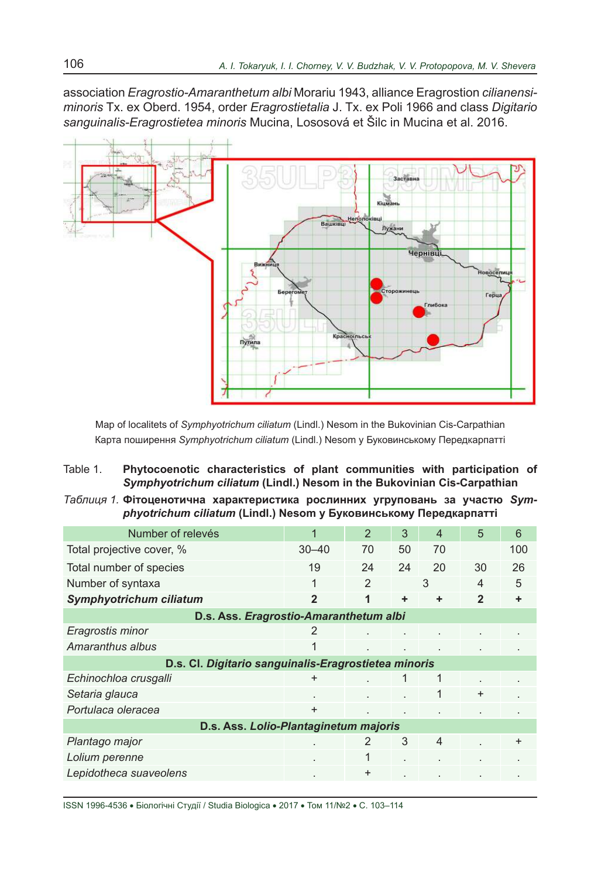association *Eragrostio-Amaranthetum albi* Morariu 1943, alliance Eragrostion *cilianensi-minoris* Tx. ex Oberd. 1954, order *Eragrostietalia* J. Tx. ex Poli 1966 and class *Digitario sanguinalis-Eragrostietea minoris* Mucina, Lososová et Šilc in Mucina et al. 2016.

Map of localitets of *Symphyotrichum ciliatum* (Lindl.) Nesom in the Bukovinian Cis-Carpathian
Карта поширення *Symphyotrichum ciliatum* (Lindl.) Nesom у Буковинському Передкарпатті

Table 1. **Phytocoenotic characteristics of plant communities with participation of *Symphyotrichum ciliatum* (Lindl.) Nesom in the Bukovinian Cis-Carpathian**

*Таблиця 1.* **Фітоценотична характеристика рослинних угруповань за участю *Symphyotrichum ciliatum* (Lindl.) Nesom у Буковинському Передкарпатті**

| Number of relevés | 1 | 2 | 3 | 4 | 5 | 6 |
|---|---|---|---|---|---|---|
| Total projective cover, % | 30–40 | 70 | 50 | 70 | | 100 |
| Total number of species | 19 | 24 | 24 | 20 | 30 | 26 |
| Number of syntaxa | 1 | 2 | 3 | | 4 | 5 |
| ***Symphyotrichum ciliatum*** | **2** | **1** | **+** | **+** | **2** | **+** |
| **D.s. Ass. *Eragrostio-Amaranthetum albi*** | | | | | | |
| *Eragrostis minor* | 2 | . | . | . | . | . |
| *Amaranthus albus* | 1 | . | . | . | . | . |
| **D.s. Cl. *Digitario sanguinalis-Eragrostietea minoris*** | | | | | | |
| *Echinochloa crusgalli* | + | . | 1 | 1 | . | . |
| *Setaria glauca* | . | . | . | 1 | + | . |
| *Portulaca oleracea* | + | . | . | . | . | . |
| **D.s. Ass. *Lolio-Plantaginetum majoris*** | | | | | | |
| *Plantago major* | . | 2 | 3 | 4 | . | + |
| *Lolium perenne* | . | 1 | . | . | . | . |
| *Lepidotheca suaveolens* | . | + | . | . | . | . |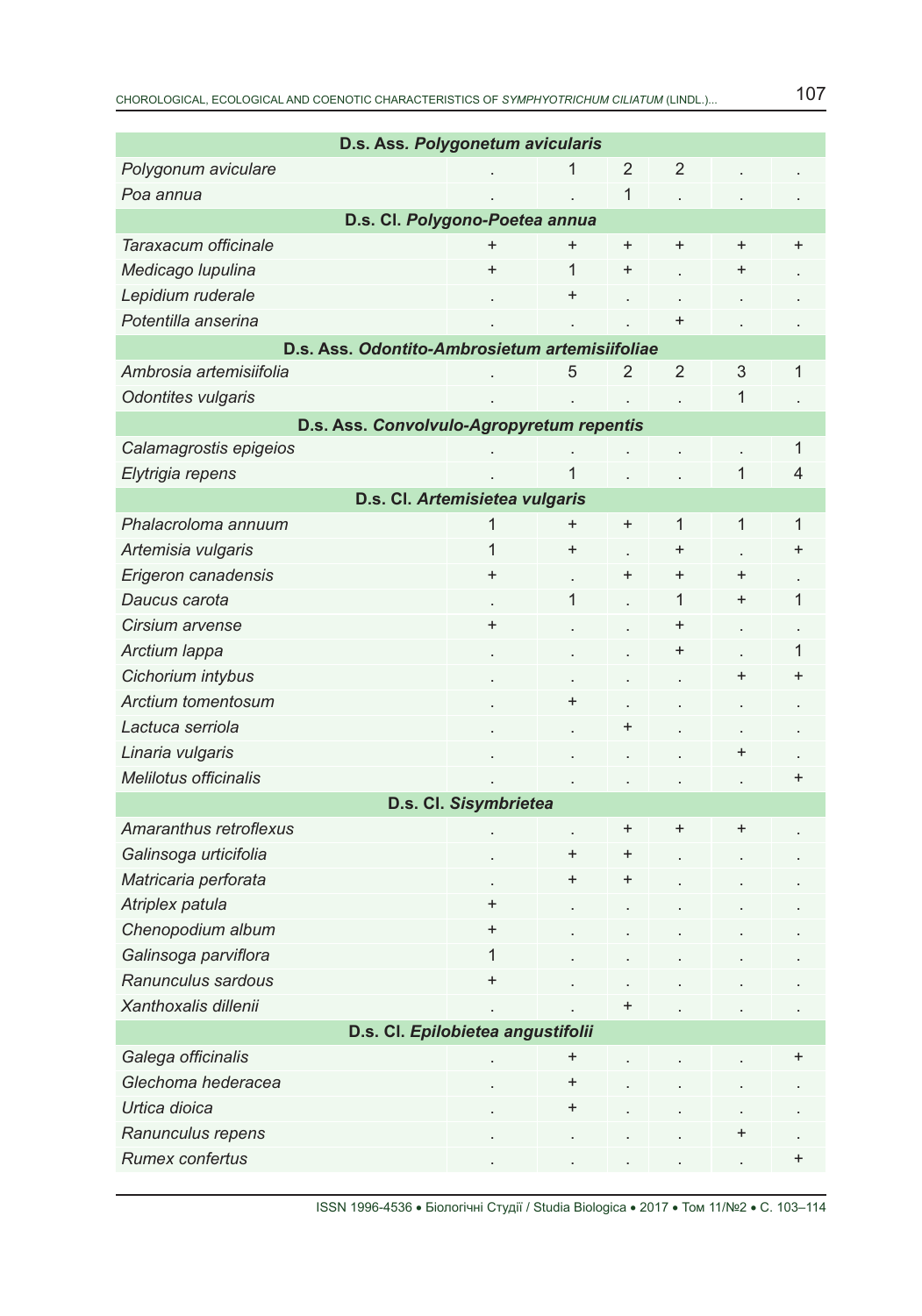| D.s. Ass. *Polygonetum avicularis* | | | | | | |
|---|---|---|---|---|---|---|
| *Polygonum aviculare* | . | 1 | 2 | 2 | . | . |
| *Poa annua* | . | . | 1 | . | . | . |
| **D.s. Cl. *Polygono-Poetea annua*** | | | | | | |
| *Taraxacum officinale* | + | + | + | + | + | + |
| *Medicago lupulina* | + | 1 | + | . | + | . |
| *Lepidium ruderale* | . | + | . | . | . | . |
| *Potentilla anserina* | . | . | . | + | . | . |
| **D.s. Ass. *Odontito-Ambrosietum artemisiifoliae*** | | | | | | |
| *Ambrosia artemisiifolia* | . | 5 | 2 | 2 | 3 | 1 |
| *Odontites vulgaris* | . | . | . | . | 1 | . |
| **D.s. Ass. *Convolvulo-Agropyretum repentis*** | | | | | | |
| *Calamagrostis epigeios* | . | . | . | . | . | 1 |
| *Elytrigia repens* | . | 1 | . | . | 1 | 4 |
| **D.s. Cl. *Artemisietea vulgaris*** | | | | | | |
| *Phalacroloma annuum* | 1 | + | + | 1 | 1 | 1 |
| *Artemisia vulgaris* | 1 | + | . | + | . | + |
| *Erigeron canadensis* | + | . | + | + | + | . |
| *Daucus carota* | . | 1 | . | 1 | + | 1 |
| *Cirsium arvense* | + | . | . | + | . | . |
| *Arctium lappa* | . | . | . | + | . | 1 |
| *Cichorium intybus* | . | . | . | . | + | + |
| *Arctium tomentosum* | . | + | . | . | . | . |
| *Lactuca serriola* | . | . | + | . | . | . |
| *Linaria vulgaris* | . | . | . | . | + | . |
| *Melilotus officinalis* | . | . | . | . | . | + |
| **D.s. Cl. *Sisymbrietea*** | | | | | | |
| *Amaranthus retroflexus* | . | . | + | + | + | . |
| *Galinsoga urticifolia* | . | + | + | . | . | . |
| *Matricaria perforata* | . | + | + | . | . | . |
| *Atriplex patula* | + | . | . | . | . | . |
| *Chenopodium album* | + | . | . | . | . | . |
| *Galinsoga parviflora* | 1 | . | . | . | . | . |
| *Ranunculus sardous* | + | . | . | . | . | . |
| *Xanthoxalis dillenii* | . | . | + | . | . | . |
| **D.s. Cl. *Epilobietea angustifolii*** | | | | | | |
| *Galega officinalis* | . | + | . | . | . | + |
| *Glechoma hederacea* | . | + | . | . | . | . |
| *Urtica dioica* | . | + | . | . | . | . |
| *Ranunculus repens* | . | . | . | . | + | . |
| *Rumex confertus* | . | . | . | . | . | + |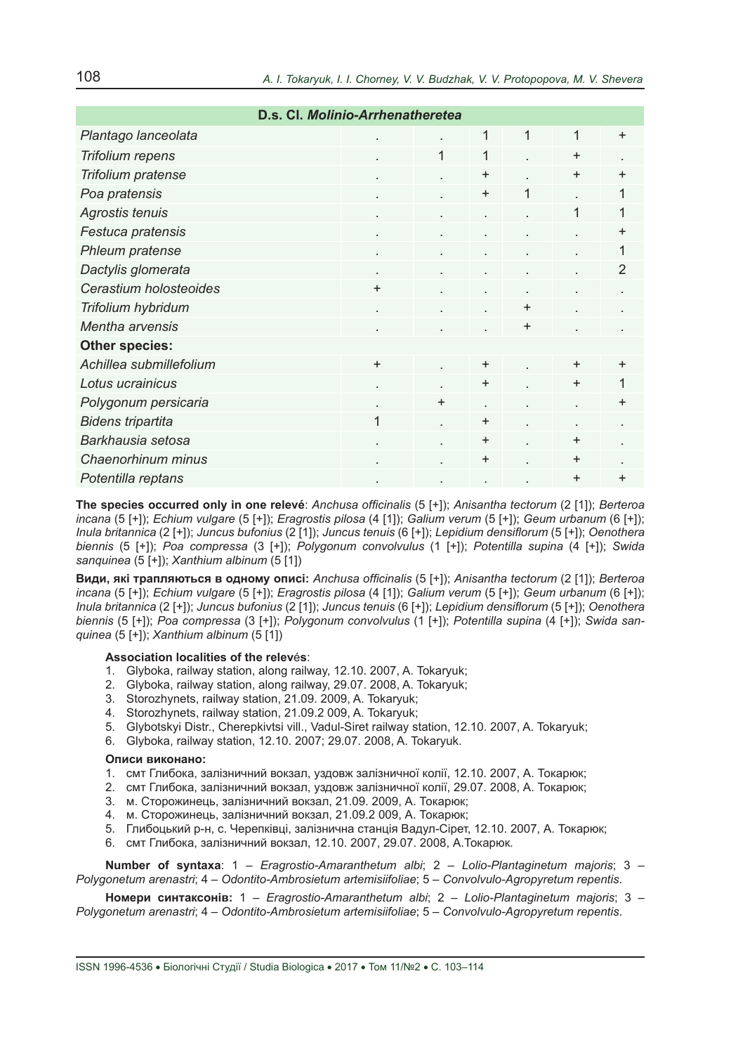| D.s. Cl. *Molinio-Arrhenatheretea* | | | | | | |
|---|---|---|---|---|---|---|
| *Plantago lanceolata* | . | . | 1 | 1 | 1 | + |
| *Trifolium repens* | . | 1 | 1 | . | + | . |
| *Trifolium pratense* | . | . | + | . | + | + |
| *Poa pratensis* | . | . | + | 1 | . | 1 |
| *Agrostis tenuis* | . | . | . | . | 1 | 1 |
| *Festuca pratensis* | . | . | . | . | . | + |
| *Phleum pratense* | . | . | . | . | . | 1 |
| *Dactylis glomerata* | . | . | . | . | . | 2 |
| *Cerastium holosteoides* | + | . | . | . | . | . |
| *Trifolium hybridum* | . | . | . | + | . | . |
| *Mentha arvensis* | . | . | . | + | . | . |
| **Other species:** | | | | | | |
| *Achillea submillefolium* | + | . | + | . | + | + |
| *Lotus ucrainicus* | . | . | + | . | + | 1 |
| *Polygonum persicaria* | . | + | . | . | . | + |
| *Bidens tripartita* | 1 | . | + | . | . | . |
| *Barkhausia setosa* | . | . | + | . | + | . |
| *Chaenorhinum minus* | . | . | + | . | + | . |
| *Potentilla reptans* | . | . | . | . | + | + |

**The species occurred only in one relevé**: *Anchusa officinalis* (5 [+]); *Anisantha tectorum* (2 [1]); *Berteroa incana* (5 [+]); *Echium vulgare* (5 [+]); *Eragrostis pilosa* (4 [1]); *Galium verum* (5 [+]); *Geum urbanum* (6 [+]); *Inula britannica* (2 [+]); *Juncus bufonius* (2 [1]); *Juncus tenuis* (6 [+]); *Lepidium densiflorum* (5 [+]); *Oenothera biennis* (5 [+]); *Poa compressa* (3 [+]); *Polygonum convolvulus* (1 [+]); *Potentilla supina* (4 [+]); *Swida sanquinea* (5 [+]); *Xanthium albinum* (5 [1])

**Види, які трапляються в одному описі:** *Anchusa officinalis* (5 [+]); *Anisantha tectorum* (2 [1]); *Berteroa incana* (5 [+]); *Echium vulgare* (5 [+]); *Eragrostis pilosa* (4 [1]); *Galium verum* (5 [+]); *Geum urbanum* (6 [+]); *Inula britannica* (2 [+]); *Juncus bufonius* (2 [1]); *Juncus tenuis* (6 [+]); *Lepidium densiflorum* (5 [+]); *Oenothera biennis* (5 [+]); *Poa compressa* (3 [+]); *Polygonum convolvulus* (1 [+]); *Potentilla supina* (4 [+]); *Swida sanquinea* (5 [+]); *Xanthium albinum* (5 [1])

**Association localities of the relevés**:

1. Glyboka, railway station, along railway, 12.10. 2007, A. Tokaryuk;
2. Glyboka, railway station, along railway, 29.07. 2008, A. Tokaryuk;
3. Storozhynets, railway station, 21.09. 2009, A. Tokaryuk;
4. Storozhynets, railway station, 21.09.2 009, A. Tokaryuk;
5. Glybotskyi Distr., Cherepkivtsi vill., Vadul-Siret railway station, 12.10. 2007, A. Tokaryuk;
6. Glyboka, railway station, 12.10. 2007; 29.07. 2008, A. Tokaryuk.

**Описи виконано:**

1. смт Глибока, залізничний вокзал, уздовж залізничної колії, 12.10. 2007, А. Токарюк;
2. смт Глибока, залізничний вокзал, уздовж залізничної колії, 29.07. 2008, А. Токарюк;
3. м. Сторожинець, залізничний вокзал, 21.09. 2009, А. Токарюк;
4. м. Сторожинець, залізничний вокзал, 21.09.2 009, А. Токарюк;
5. Глибоцький р-н, с. Черепківці, залізнична станція Вадул-Сірет, 12.10. 2007, А. Токарюк;
6. смт Глибока, залізничний вокзал, 12.10. 2007, 29.07. 2008, А.Токарюк.

**Number of syntaxa**: 1 – *Eragrostio-Amaranthetum albi*; 2 – *Lolio-Plantaginetum majoris*; 3 – *Polygonetum arenastri*; 4 – *Odontito-Ambrosietum artemisiifoliae*; 5 – *Convolvulo-Agropyretum repentis*.

**Номери синтаксонів:** 1 – *Eragrostio-Amaranthetum albi*; 2 – *Lolio-Plantaginetum majoris*; 3 – *Polygonetum arenastri*; 4 – *Odontito-Ambrosietum artemisiifoliae*; 5 – *Convolvulo-Agropyretum repentis*.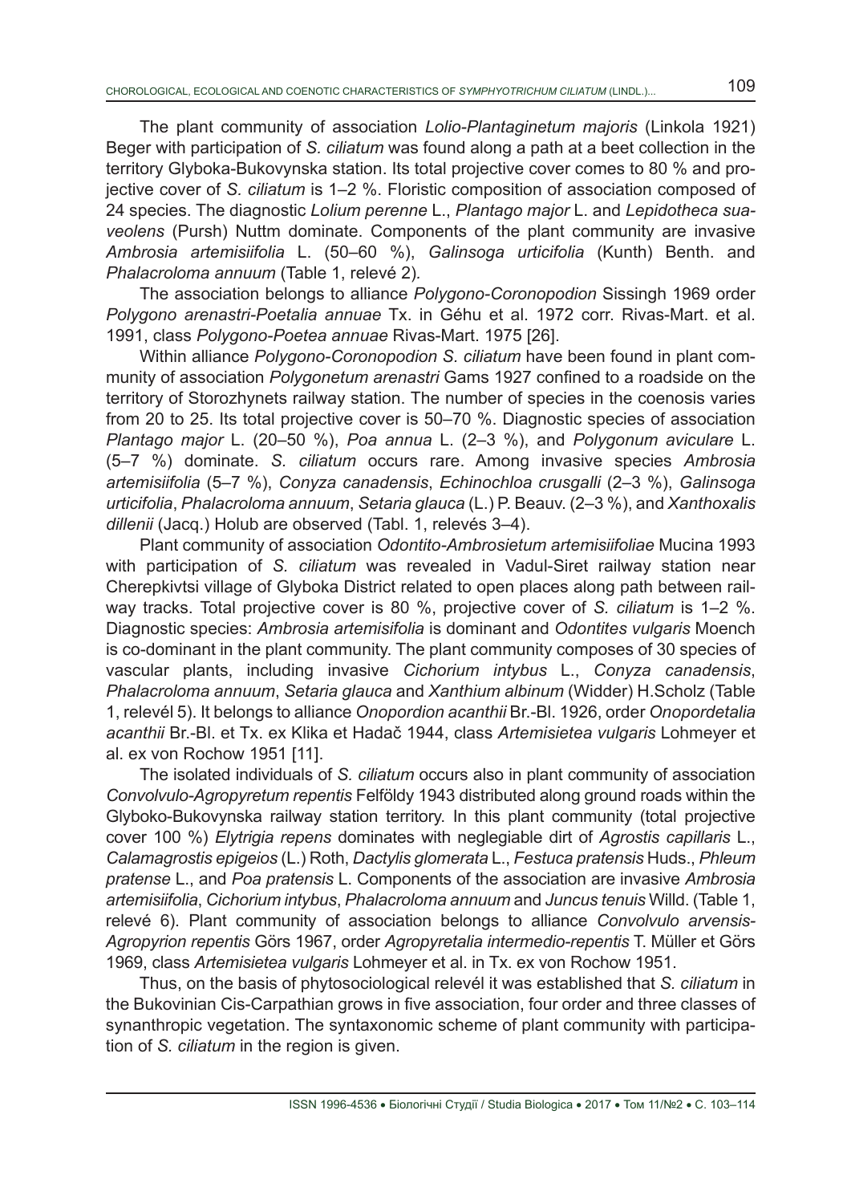The plant community of association *Lolio-Plantaginetum majoris* (Linkola 1921) Beger with participation of *S. ciliatum* was found along a path at a beet collection in the territory Glyboka-Bukovynska station. Its total projective cover comes to 80 % and projective cover of *S. ciliatum* is 1–2 %. Floristic composition of association composed of 24 species. The diagnostic *Lolium perenne* L., *Plantago major* L. and *Lepidotheca suaveolens* (Pursh) Nuttm dominate. Components of the plant community are invasive *Ambrosia artemisiifolia* L. (50–60 %), *Galinsoga urticifolia* (Kunth) Benth. and *Phalacroloma annuum* (Table 1, relevé 2).

The association belongs to alliance *Polygono-Coronopodion* Sissingh 1969 order *Polygono arenastri-Poetalia annuae* Tx. in Géhu et al. 1972 corr. Rivas-Mart. et al. 1991, class *Polygono-Poetea annuae* Rivas-Mart. 1975 [26].

Within alliance *Polygono-Coronopodion S. ciliatum* have been found in plant community of association *Polygonetum arenastri* Gams 1927 confined to a roadside on the territory of Storozhynets railway station. The number of species in the coenosis varies from 20 to 25. Its total projective cover is 50–70 %. Diagnostic species of association *Plantago major* L. (20–50 %), *Poa annua* L. (2–3 %), and *Polygonum aviculare* L. (5–7 %) dominate. *S. ciliatum* occurs rare. Among invasive species *Ambrosia artemisiifolia* (5–7 %), *Conyza canadensis*, *Echinochloa crusgalli* (2–3 %), *Galinsoga urticifolia*, *Phalacroloma annuum*, *Setaria glauca* (L.) P. Beauv. (2–3 %), and *Xanthoxalis dillenii* (Jacq.) Holub are observed (Tabl. 1, relevés 3–4).

Plant community of association *Odontito-Ambrosietum artemisiifoliae* Mucina 1993 with participation of *S. ciliatum* was revealed in Vadul-Siret railway station near Cherepkivtsi village of Glyboka District related to open places along path between railway tracks. Total projective cover is 80 %, projective cover of *S. ciliatum* is 1–2 %. Diagnostic species: *Ambrosia artemisifolia* is dominant and *Odontites vulgaris* Moench is co-dominant in the plant community. The plant community composes of 30 species of vascular plants, including invasive *Cichorium intybus* L., *Conyza canadensis*, *Phalacroloma annuum*, *Setaria glauca* and *Xanthium albinum* (Widder) H.Scholz (Table 1, relevél 5). It belongs to alliance *Onopordion acanthii* Br.-Bl. 1926, order *Onopordetalia acanthii* Br.-Bl. et Tx. ex Klika et Hadač 1944, class *Artemisietea vulgaris* Lohmeyer et al. ex von Rochow 1951 [11].

The isolated individuals of *S. ciliatum* occurs also in plant community of association *Convolvulo-Agropyretum repentis* Felföldy 1943 distributed along ground roads within the Glyboko-Bukovynska railway station territory. In this plant community (total projective cover 100 %) *Elytrigia repens* dominates with neglegiable dirt of *Agrostis capillaris* L., *Calamagrostis epigeios* (L.) Roth, *Dactylis glomerata* L., *Festuca pratensis* Huds., *Phleum pratense* L., and *Poa pratensis* L. Components of the association are invasive *Ambrosia artemisiifolia*, *Cichorium intybus*, *Phalacroloma annuum* and *Juncus tenuis* Willd. (Table 1, relevé 6). Plant community of association belongs to alliance *Convolvulo arvensis-Agropyrion repentis* Görs 1967, order *Agropyretalia intermedio-repentis* T. Müller et Görs 1969, class *Artemisietea vulgaris* Lohmeyer et al. in Tx. ex von Rochow 1951.

Thus, on the basis of phytosociological relevél it was established that *S. ciliatum* in the Bukovinian Cis-Carpathian grows in five association, four order and three classes of synanthropic vegetation. The syntaxonomic scheme of plant community with participation of *S. ciliatum* in the region is given.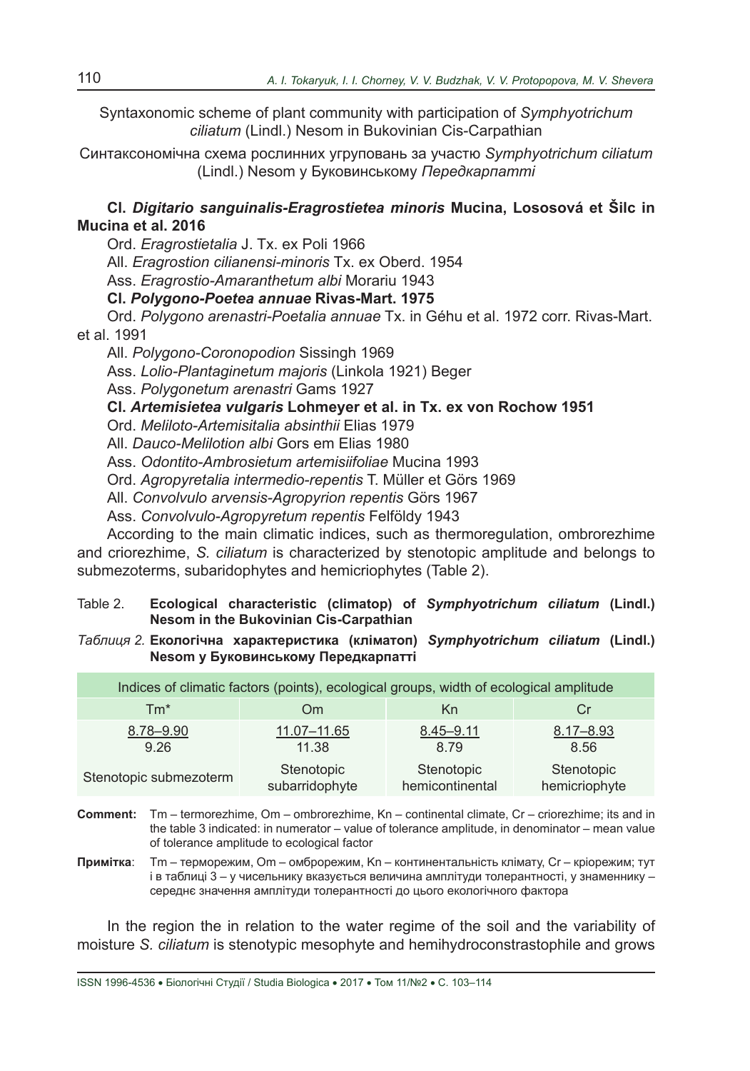Syntaxonomic scheme of plant community with participation of *Symphyotrichum ciliatum* (Lindl.) Nesom in Bukovinian Cis-Carpathian

Синтаксономічна схема рослинних угруповань за участю *Symphyotrichum ciliatum* (Lindl.) Nesom у Буковинському *Передкарпатті*

**Cl. *Digitario sanguinalis-Eragrostietea minoris* Mucina, Lososová et Šilc in Mucina et al. 2016**

Ord. *Eragrostietalia* J. Tx. ex Poli 1966

All. *Eragrostion cilianensi-minoris* Tx. ex Oberd. 1954

Ass. *Eragrostio-Amaranthetum albi* Morariu 1943

**Cl. *Polygono-Poetea annuae* Rivas-Mart. 1975**

Ord. *Polygono arenastri-Poetalia annuae* Tx. in Géhu et al. 1972 corr. Rivas-Mart. et al. 1991

All. *Polygono-Coronopodion* Sissingh 1969

Ass. *Lolio-Plantaginetum majoris* (Linkola 1921) Beger

Ass. *Polygonetum arenastri* Gams 1927

**Cl. *Artemisietea vulgaris* Lohmeyer et al. in Tx. ex von Rochow 1951**

Ord. *Meliloto-Artemisitalia absinthii* Elias 1979

All. *Dauco-Melilotion albi* Gors em Elias 1980

Ass. *Odontito-Ambrosietum artemisiifoliae* Mucina 1993

Ord. *Agropyretalia intermedio-repentis* T. Müller et Görs 1969

All. *Convolvulo arvensis-Agropyrion repentis* Görs 1967

Ass. *Convolvulo-Agropyretum repentis* Felföldy 1943

According to the main climatic indices, such as thermoregulation, ombrorezhime and criorezhime, *S. ciliatum* is characterized by stenotopic amplitude and belongs to submezoterms, subaridophytes and hemicriophytes (Table 2).

Table 2. **Ecological characteristic (climatop) of *Symphyotrichum ciliatum* (Lindl.) Nesom in the Bukovinian Cis-Carpathian**

*Таблиця 2.* **Екологічна характеристика (кліматоп) *Symphyotrichum ciliatum* (Lindl.) Nesom у Буковинському Передкарпатті**

| Indices of climatic factors (points), ecological groups, width of ecological amplitude | | | |
|---|---|---|---|
| Tm* | Om | Kn | Cr |
| 8.78–9.90 / 9.26 | 11.07–11.65 / 11.38 | 8.45–9.11 / 8.79 | 8.17–8.93 / 8.56 |
| Stenotopic submezoterm | Stenotopic subarridophyte | Stenotopic hemicontinental | Stenotopic hemicriophyte |

**Comment:** Tm – termorezhime, Om – ombrorezhime, Kn – continental climate, Cr – criorezhime; its and in the table 3 indicated: in numerator – value of tolerance amplitude, in denominator – mean value of tolerance amplitude to ecological factor

**Примітка**: Tm – терморежим, Om – омброрежим, Kn – континентальність клімату, Cr – кріорежим; тут і в таблиці 3 – у чисельнику вказується величина амплітуди толерантності, у знаменнику – середнє значення амплітуди толерантності до цього екологічного фактора

In the region the in relation to the water regime of the soil and the variability of moisture *S. ciliatum* is stenotypic mesophyte and hemihydroconstrastophile and grows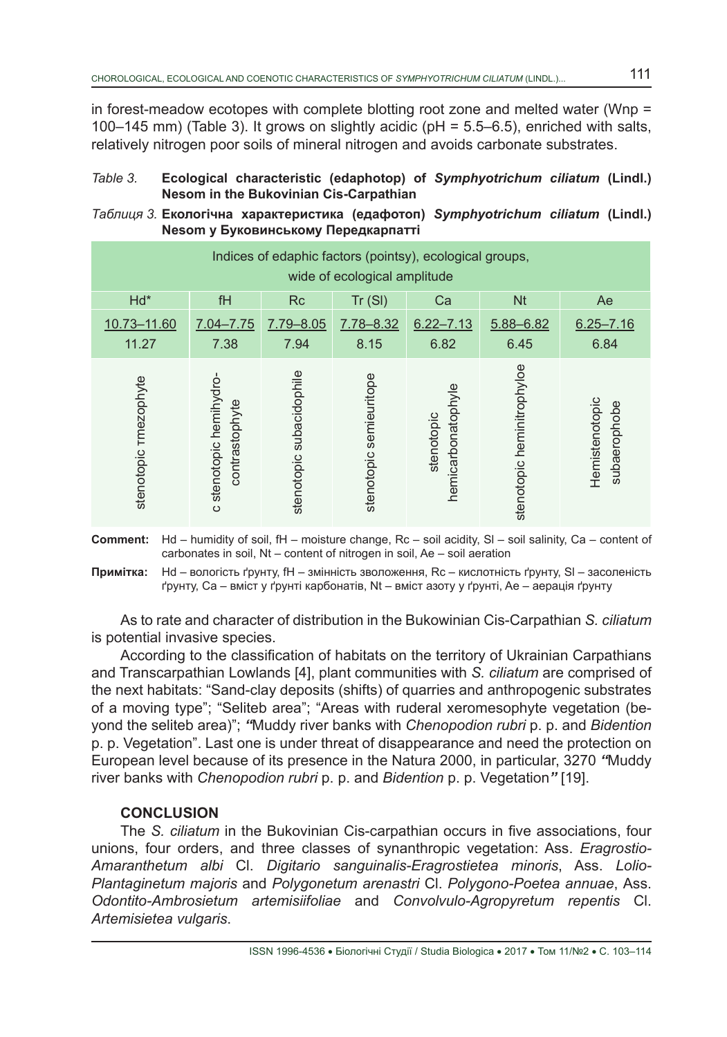in forest-meadow ecotopes with complete blotting root zone and melted water (Wnp = 100–145 mm) (Table 3). It grows on slightly acidic (pH = 5.5–6.5), enriched with salts, relatively nitrogen poor soils of mineral nitrogen and avoids carbonate substrates.

*Table 3.* **Ecological characteristic (edaphotop) of *Symphyotrichum ciliatum* (Lindl.) Nesom in the Bukovinian Cis-Carpathian**

*Таблиця 3.* **Екологічна характеристика (едафотоп) *Symphyotrichum ciliatum* (Lindl.) Nesom у Буковинському Передкарпатті**

| Indices of edaphic factors (pointsy), ecological groups, wide of ecological amplitude | | | | | | |
|---|---|---|---|---|---|---|
| Hd* | fH | Rc | Tr (Sl) | Ca | Nt | Ae |
| 10.73–11.60<br>11.27 | 7.04–7.75<br>7.38 | 7.79–8.05<br>7.94 | 7.78–8.32<br>8.15 | 6.22–7.13<br>6.82 | 5.88–6.82<br>6.45 | 6.25–7.16<br>6.84 |
| stenotopic тmezophyte | c stenotopic hemihydro-contrastophyte | stenotopic subacidophile | stenotopic semieuritope | stenotopic hemicarbonatophyle | stenotopic heminitrophyloe | Hemistenotopic subaerophobe |

**Comment:** Hd – humidity of soil, fH – moisture change, Rc – soil acidity, Sl – soil salinity, Ca – content of carbonates in soil, Nt – content of nitrogen in soil, Ae – soil aeration

**Примітка:** Hd – вологість ґрунту, fH – змінність зволоження, Rc – кислотність ґрунту, Sl – засоленість ґрунту, Ca – вміст у ґрунті карбонатів, Nt – вміст азоту у ґрунті, Ae – аерація ґрунту

As to rate and character of distribution in the Bukowinian Cis-Carpathian *S. ciliatum* is potential invasive species.

According to the classification of habitats on the territory of Ukrainian Carpathians and Transcarpathian Lowlands [4], plant communities with *S. ciliatum* are comprised of the next habitats: "Sand-clay deposits (shifts) of quarries and anthropogenic substrates of a moving type"; "Seliteb area"; "Areas with ruderal xeromesophyte vegetation (beyond the seliteb area)"; ***"***Muddy river banks with *Chenopodion rubri* p. p. and *Bidention* p. p. Vegetation". Last one is under threat of disappearance and need the protection on European level because of its presence in the Natura 2000, in particular, 3270 ***"***Muddy river banks with *Chenopodion rubri* p. p. and *Bidention* p. p. Vegetation***"*** [19].

## CONCLUSION

The *S. ciliatum* in the Bukovinian Cis-carpathian occurs in five associations, four unions, four orders, and three classes of synanthropic vegetation: Ass. *Eragrostio-Amaranthetum albi* Cl. *Digitario sanguinalis-Eragrostietea minoris*, Ass. *Lolio-Plantaginetum majoris* and *Polygonetum arenastri* Cl. *Polygono-Poetea annuae*, Ass. *Odontito-Ambrosietum artemisiifoliae* and *Convolvulo-Agropyretum repentis* Cl. *Artemisietea vulgaris*.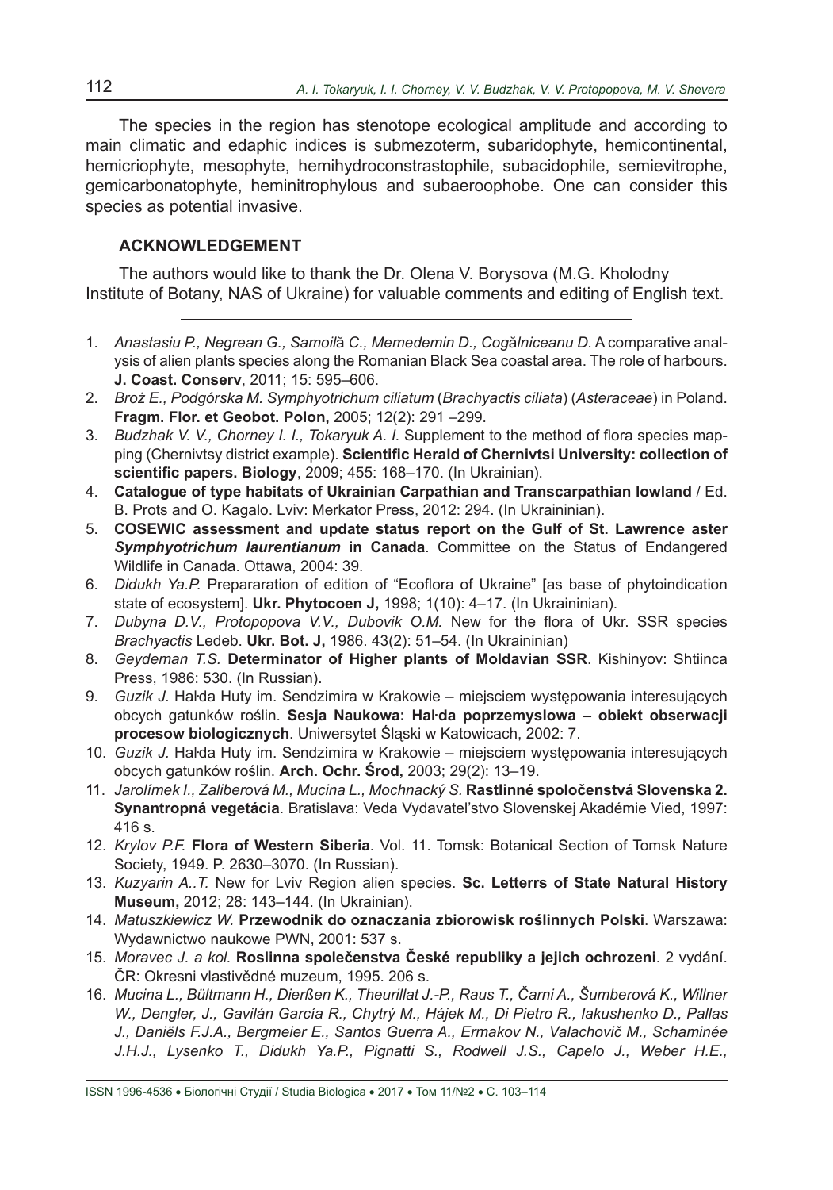The species in the region has stenotope ecological amplitude and according to main climatic and edaphic indices is submezoterm, subaridophyte, hemicontinental, hemicriophyte, mesophyte, hemihydroconstrastophile, subacidophile, semievitrophe, gemicarbonatophyte, heminitrophylous and subaeroophobe. One can consider this species as potential invasive.

## ACKNOWLEDGEMENT

The authors would like to thank the Dr. Olena V. Borysova (M.G. Kholodny Institute of Botany, NAS of Ukraine) for valuable comments and editing of English text.

---

1. *Anastasiu P., Negrean G., Samoilă C., Memedemin D., Cogălniceanu D.* A comparative analysis of alien plants species along the Romanian Black Sea coastal area. The role of harbours. **J. Coast. Conserv**, 2011; 15: 595–606.
2. *Broż E., Podgórska M. Symphyotrichum ciliatum* (*Brachyactis ciliata*) (*Asteraceae*) in Poland. **Fragm. Flor. et Geobot. Polon,** 2005; 12(2): 291 –299.
3. *Budzhak V. V., Chorney I. I., Tokaryuk A. I.* Supplement to the method of flora species mapping (Chernivtsy district example). **Scientific Herald of Chernivtsi University: collection of scientific papers. Biology**, 2009; 455: 168–170. (In Ukrainian).
4. **Catalogue of type habitats of Ukrainian Carpathian and Transcarpathian lowland** / Ed. B. Prots and O. Kagalo. Lviv: Merkator Press, 2012: 294. (In Ukraininian).
5. **COSEWIC assessment and update status report on the Gulf of St. Lawrence aster *Symphyotrichum laurentianum* in Canada**. Committee on the Status of Endangered Wildlife in Canada. Ottawa, 2004: 39.
6. *Didukh Ya.P.* Prepararation of edition of "Ecoflora of Ukraine" [as base of phytoindication state of ecosystem]. **Ukr. Phytocoen J,** 1998; 1(10): 4–17. (In Ukraininian).
7. *Dubyna D.V., Protopopova V.V., Dubovik O.M.* New for the flora of Ukr. SSR species *Brachyactis* Ledeb. **Ukr. Bot. J,** 1986. 43(2): 51–54. (In Ukraininian)
8. *Geydeman T.S.* **Determinator of Higher plants of Moldavian SSR**. Kishinyov: Shtiinca Press, 1986: 530. (In Russian).
9. *Guzik J.* Hałda Huty im. Sendzimira w Krakowie – miejsciem występowania interesujących obcych gatunków roślin. **Sesja Naukowa: Hałda poprzemyslowa – obiekt obserwacji procesow biologicznych**. Uniwersytet Śląski w Katowicach, 2002: 7.
10. *Guzik J.* Hałda Huty im. Sendzimira w Krakowie – miejsciem występowania interesujących obcych gatunków roślin. **Arch. Ochr. Środ,** 2003; 29(2): 13–19.
11. *Jarolímek I., Zaliberová M., Mucina L., Mochnacký S.* **Rastlinné spoločenstvá Slovenska 2. Synantropná vegetácia**. Bratislava: Veda Vydavateľstvo Slovenskej Akadémie Vied, 1997: 416 s.
12. *Krylov P.F.* **Flora of Western Siberia**. Vol. 11. Tomsk: Botanical Section of Tomsk Nature Society, 1949. P. 2630–3070. (In Russian).
13. *Kuzyarin A..T.* New for Lviv Region alien species. **Sc. Letterrs of State Natural History Museum,** 2012; 28: 143–144. (In Ukrainian).
14. *Matuszkiewicz W.* **Przewodnik do oznaczania zbiorowisk roślinnych Polski**. Warszawa: Wydawnictwo naukowe PWN, 2001: 537 s.
15. *Moravec J. a kol.* **Roslinna společenstva České republiky a jejich ochrozeni**. 2 vydání. ČR: Okresni vlastivědné muzeum, 1995. 206 s.
16. *Mucina L., Bültmann H., Dierßen K., Theurillat J.-P., Raus T., Čarni A., Šumberová K., Willner W., Dengler, J., Gavilán García R., Chytrý M., Hájek M., Di Pietro R., Iakushenko D., Pallas J., Daniëls F.J.A., Bergmeier E., Santos Guerra A., Ermakov N., Valachovič M., Schaminée J.H.J., Lysenko T., Didukh Ya.P., Pignatti S., Rodwell J.S., Capelo J., Weber H.E.,*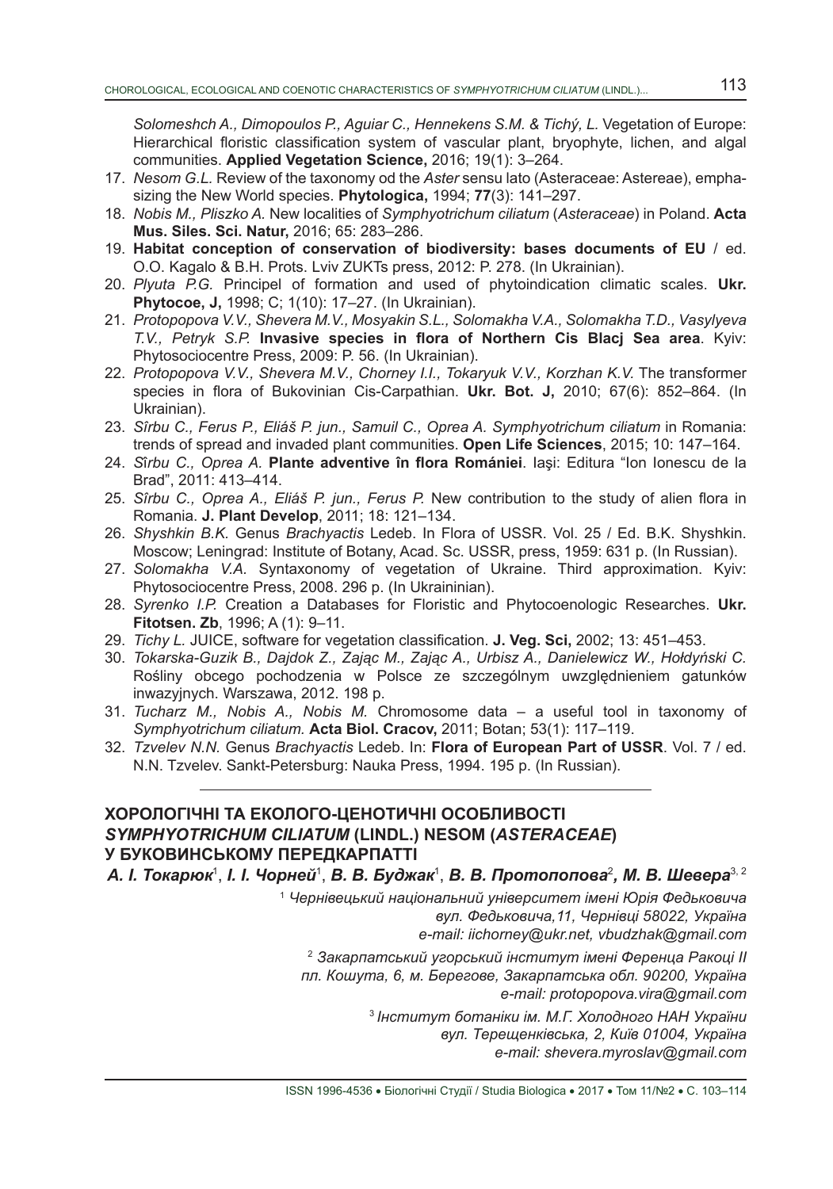*Solomeshch A., Dimopoulos P., Aguiar C., Hennekens S.M. & Tichý, L.* Vegetation of Europe: Hierarchical floristic classification system of vascular plant, bryophyte, lichen, and algal communities. **Applied Vegetation Science,** 2016; 19(1): 3–264.

17. *Nesom G.L.* Review of the taxonomy od the *Aster* sensu lato (Asteraceae: Astereae), emphasizing the New World species. **Phytologica,** 1994; **77**(3): 141–297.
18. *Nobis M., Pliszko A.* New localities of *Symphyotrichum ciliatum* (*Asteraceae*) in Poland. **Acta Mus. Siles. Sci. Natur,** 2016; 65: 283–286.
19. **Habitat conception of conservation of biodiversity: bases documents of EU** / ed. O.O. Kagalo & B.H. Prots. Lviv ZUKTs press, 2012: P. 278. (In Ukrainian).
20. *Plyuta P.G.* Principel of formation and used of phytoindication climatic scales. **Ukr. Phytocoe, J,** 1998; C; 1(10): 17–27. (In Ukrainian).
21. *Protopopova V.V., Shevera M.V., Mosyakin S.L., Solomakha V.A., Solomakha T.D., Vasylyeva T.V., Petryk S.P.* **Invasive species in flora of Northern Cis Blacj Sea area**. Kyiv: Phytosociocentre Press, 2009: P. 56. (In Ukrainian).
22. *Protopopova V.V., Shevera M.V., Chorney I.I., Tokaryuk V.V., Korzhan K.V.* The transformer species in flora of Bukovinian Cis-Carpathian. **Ukr. Bot. J,** 2010; 67(6): 852–864. (In Ukrainian).
23. *Sîrbu C., Ferus P., Eliáš P. jun., Samuil C., Oprea A. Symphyotrichum ciliatum* in Romania: trends of spread and invaded plant communities. **Open Life Sciences**, 2015; 10: 147–164.
24. *Sîrbu C., Oprea A.* **Plante adventive în flora României**. Iaşi: Editura “Ion Ionescu de la Brad”, 2011: 413–414.
25. *Sîrbu C., Oprea A., Eliáš P. jun., Ferus P.* New contribution to the study of alien flora in Romania. **J. Plant Develop**, 2011; 18: 121–134.
26. *Shyshkin B.K.* Genus *Brachyactis* Ledeb. In Flora of USSR. Vol. 25 / Ed. B.K. Shyshkin. Moscow; Leningrad: Institute of Botany, Acad. Sc. USSR, press, 1959: 631 p. (In Russian).
27. *Solomakha V.A.* Syntaxonomy of vegetation of Ukraine. Third approximation. Kyiv: Phytosociocentre Press, 2008. 296 p. (In Ukraininian).
28. *Syrenko I.P.* Creation a Databases for Floristic and Phytocoenologic Researches. **Ukr. Fitotsen. Zb**, 1996; A (1): 9–11.
29. *Tichy L.* JUICE, software for vegetation classification. **J. Veg. Sci,** 2002; 13: 451–453.
30. *Tokarska-Guzik B., Dajdok Z., Zając M., Zając A., Urbisz A., Danielewicz W., Hołdyński C.* Rośliny obcego pochodzenia w Polsce ze szczególnym uwzględnieniem gatunków inwazyjnych. Warszawa, 2012. 198 p.
31. *Tucharz M., Nobis A., Nobis M.* Chromosome data – a useful tool in taxonomy of *Symphyotrichum ciliatum.* **Acta Biol. Cracov,** 2011; Botan; 53(1): 117–119.
32. *Tzvelev N.N.* Genus *Brachyactis* Ledeb. In: **Flora of European Part of USSR**. Vol. 7 / ed. N.N. Tzvelev. Sankt-Petersburg: Nauka Press, 1994. 195 p. (In Russian).

---

## ХОРОЛОГІЧНІ ТА ЕКОЛОГО-ЦЕНОТИЧНІ ОСОБЛИВОСТІ *SYMPHYOTRICHUM CILIATUM* (LINDL.) NESOM (*ASTERACEAE*) У БУКОВИНСЬКОМУ ПЕРЕДКАРПАТТІ

***А. І. Токарюк*[1], *І. І. Чорней*[1], *В. В. Буджак*[1], *В. В. Протопопова*[2], *М. В. Шевера*[3, 2]**

[1] *Чернівецький національний університет імені Юрія Федьковича*
*вул. Федьковича,11, Чернівці 58022, Україна*
*e-mail: iichorney@ukr.net, vbudzhak@gmail.com*

[2] *Закарпатський угорський інститут імені Ференца Ракоці ІІ*
*пл. Кошута, 6, м. Берегове, Закарпатська обл. 90200, Україна*
*e-mail: protopopova.vira@gmail.com*

[3] *Інститут ботаніки ім. М.Г. Холодного НАН України*
*вул. Терещенківська, 2, Київ 01004, Україна*
*e-mail: shevera.myroslav@gmail.com*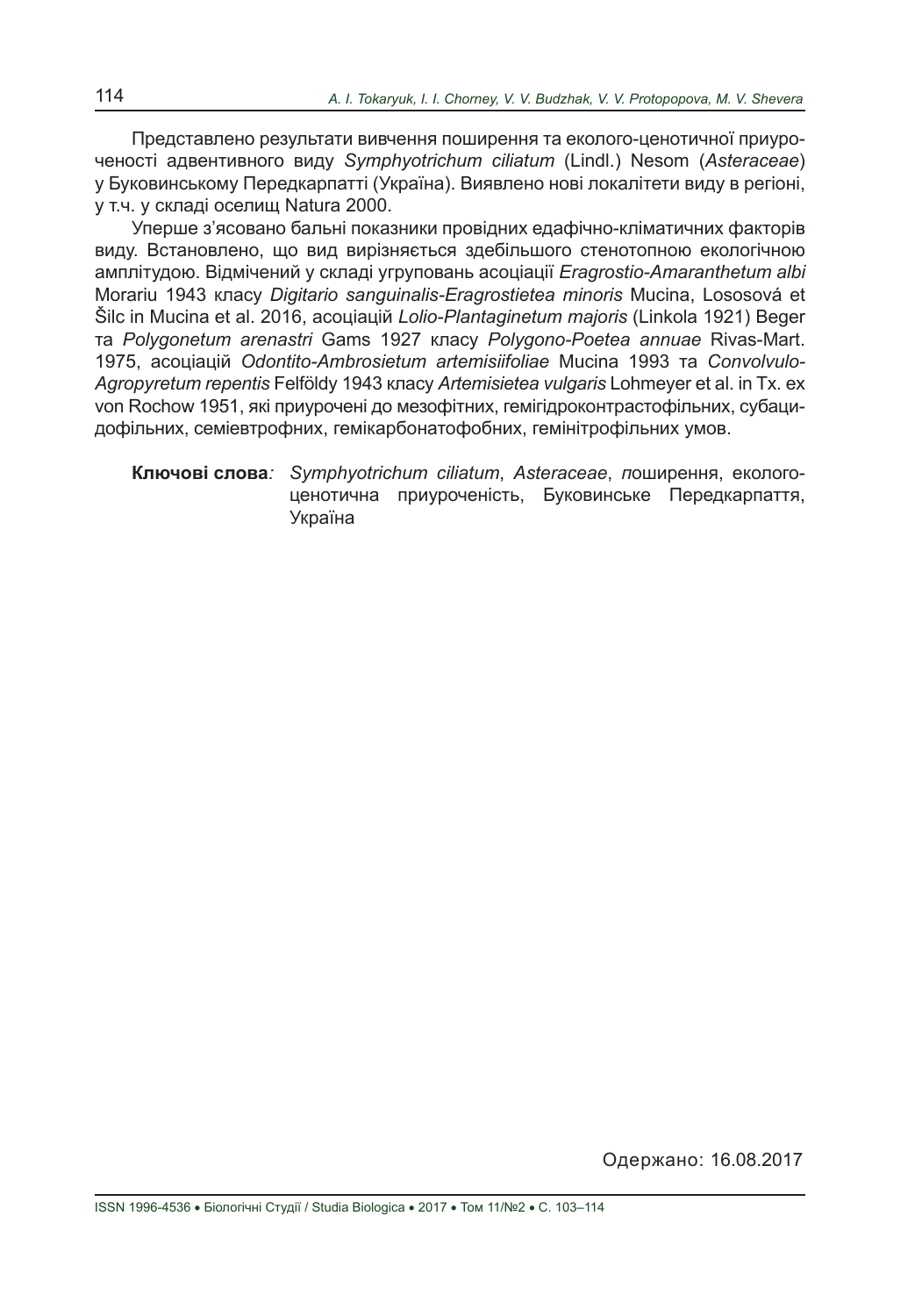Представлено результати вивчення поширення та еколого-ценотичної приуроченості адвентивного виду *Symphyotrichum ciliatum* (Lindl.) Nesom (*Asteraceae*) у Буковинському Передкарпатті (Україна). Виявлено нові локалітети виду в регіоні, у т.ч. у складі оселищ Natura 2000.

Уперше з'ясовано бальні показники провідних едафічно-кліматичних факторів виду. Встановлено, що вид вирізняється здебільшого стенотопною екологічною амплітудою. Відмічений у складі угруповань асоціації *Eragrostio-Amaranthetum albi* Morariu 1943 класу *Digitario sanguinalis-Eragrostietea minoris* Mucina, Lososová et Šilc in Mucina et al. 2016, асоціацій *Lolio-Plantaginetum majoris* (Linkola 1921) Beger та *Polygonetum arenastri* Gams 1927 класу *Polygono-Poetea annuae* Rivas-Mart. 1975, асоціацій *Odontito-Ambrosietum artemisiifoliae* Mucina 1993 та *Convolvulo-Agropyretum repentis* Felföldy 1943 класу *Artemisietea vulgaris* Lohmeyer et al. in Tx. ex von Rochow 1951, які приурочені до мезофітних, гемігідроконтрастофільних, субацидофільних, семіевтрофних, гемікарбонатофобних, гемінітрофільних умов.

**Ключові слова***:* *Symphyotrichum ciliatum*, *Asteraceae*, поширення, еколого-ценотична приуроченість, Буковинське Передкарпаття, Україна

Одержано: 16.08.2017